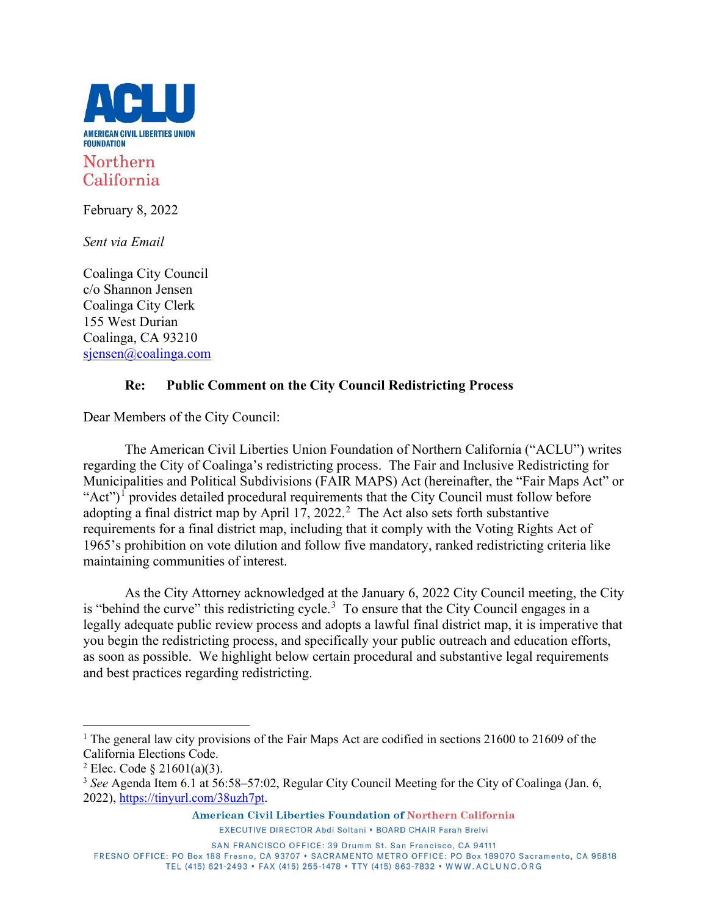ACLU

AMERICAN CIVIL LIBERTIES UNION FOUNDATION

Northern California

February 8, 2022

*Sent via Email*

Coalinga City Council
c/o Shannon Jensen
Coalinga City Clerk
155 West Durian
Coalinga, CA 93210
sjensen@coalinga.com

**Re: Public Comment on the City Council Redistricting Process**

Dear Members of the City Council:

The American Civil Liberties Union Foundation of Northern California ("ACLU") writes regarding the City of Coalinga's redistricting process. The Fair and Inclusive Redistricting for Municipalities and Political Subdivisions (FAIR MAPS) Act (hereinafter, the "Fair Maps Act" or "Act")[1] provides detailed procedural requirements that the City Council must follow before adopting a final district map by April 17, 2022.[2] The Act also sets forth substantive requirements for a final district map, including that it comply with the Voting Rights Act of 1965's prohibition on vote dilution and follow five mandatory, ranked redistricting criteria like maintaining communities of interest.

As the City Attorney acknowledged at the January 6, 2022 City Council meeting, the City is "behind the curve" this redistricting cycle.[3] To ensure that the City Council engages in a legally adequate public review process and adopts a lawful final district map, it is imperative that you begin the redistricting process, and specifically your public outreach and education efforts, as soon as possible. We highlight below certain procedural and substantive legal requirements and best practices regarding redistricting.

---

[1] The general law city provisions of the Fair Maps Act are codified in sections 21600 to 21609 of the California Elections Code.

[2] Elec. Code § 21601(a)(3).

[3] *See* Agenda Item 6.1 at 56:58–57:02, Regular City Council Meeting for the City of Coalinga (Jan. 6, 2022), https://tinyurl.com/38uzh7pt.

American Civil Liberties Foundation of Northern California

EXECUTIVE DIRECTOR Abdi Soltani • BOARD CHAIR Farah Brelvi

SAN FRANCISCO OFFICE: 39 Drumm St. San Francisco, CA 94111
FRESNO OFFICE: PO Box 188 Fresno, CA 93707 • SACRAMENTO METRO OFFICE: PO Box 189070 Sacramento, CA 95818
TEL (415) 621-2493 • FAX (415) 255-1478 • TTY (415) 863-7832 • WWW.ACLUNC.ORG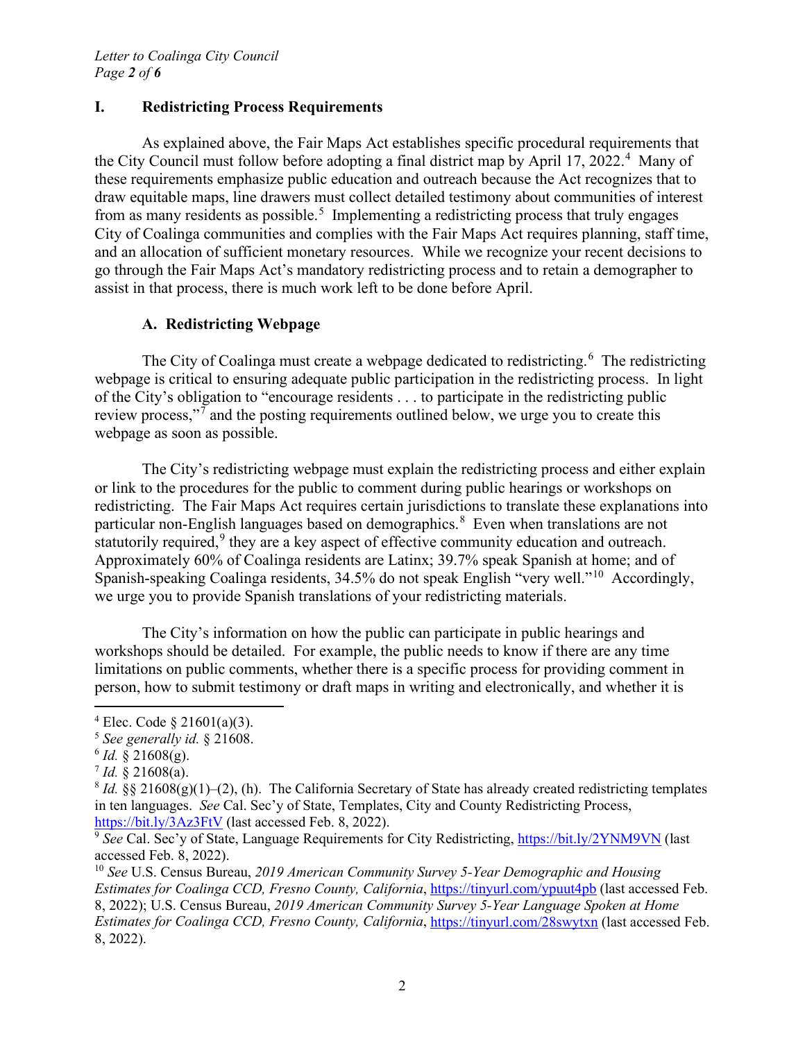## I. Redistricting Process Requirements

As explained above, the Fair Maps Act establishes specific procedural requirements that the City Council must follow before adopting a final district map by April 17, 2022.[4] Many of these requirements emphasize public education and outreach because the Act recognizes that to draw equitable maps, line drawers must collect detailed testimony about communities of interest from as many residents as possible.[5] Implementing a redistricting process that truly engages City of Coalinga communities and complies with the Fair Maps Act requires planning, staff time, and an allocation of sufficient monetary resources. While we recognize your recent decisions to go through the Fair Maps Act's mandatory redistricting process and to retain a demographer to assist in that process, there is much work left to be done before April.

### A. Redistricting Webpage

The City of Coalinga must create a webpage dedicated to redistricting.[6] The redistricting webpage is critical to ensuring adequate public participation in the redistricting process. In light of the City's obligation to "encourage residents . . . to participate in the redistricting public review process,"[7] and the posting requirements outlined below, we urge you to create this webpage as soon as possible.

The City's redistricting webpage must explain the redistricting process and either explain or link to the procedures for the public to comment during public hearings or workshops on redistricting. The Fair Maps Act requires certain jurisdictions to translate these explanations into particular non-English languages based on demographics.[8] Even when translations are not statutorily required,[9] they are a key aspect of effective community education and outreach. Approximately 60% of Coalinga residents are Latinx; 39.7% speak Spanish at home; and of Spanish-speaking Coalinga residents, 34.5% do not speak English "very well."[10] Accordingly, we urge you to provide Spanish translations of your redistricting materials.

The City's information on how the public can participate in public hearings and workshops should be detailed. For example, the public needs to know if there are any time limitations on public comments, whether there is a specific process for providing comment in person, how to submit testimony or draft maps in writing and electronically, and whether it is

---

[4] Elec. Code § 21601(a)(3).

[5] *See generally id.* § 21608.

[6] *Id.* § 21608(g).

[7] *Id.* § 21608(a).

[8] *Id.* §§ 21608(g)(1)–(2), (h). The California Secretary of State has already created redistricting templates in ten languages. *See* Cal. Sec'y of State, Templates, City and County Redistricting Process, https://bit.ly/3Az3FtV (last accessed Feb. 8, 2022).

[9] *See* Cal. Sec'y of State, Language Requirements for City Redistricting, https://bit.ly/2YNM9VN (last accessed Feb. 8, 2022).

[10] *See* U.S. Census Bureau, *2019 American Community Survey 5-Year Demographic and Housing Estimates for Coalinga CCD, Fresno County, California*, https://tinyurl.com/ypuut4pb (last accessed Feb. 8, 2022); U.S. Census Bureau, *2019 American Community Survey 5-Year Language Spoken at Home Estimates for Coalinga CCD, Fresno County, California*, https://tinyurl.com/28swytxn (last accessed Feb. 8, 2022).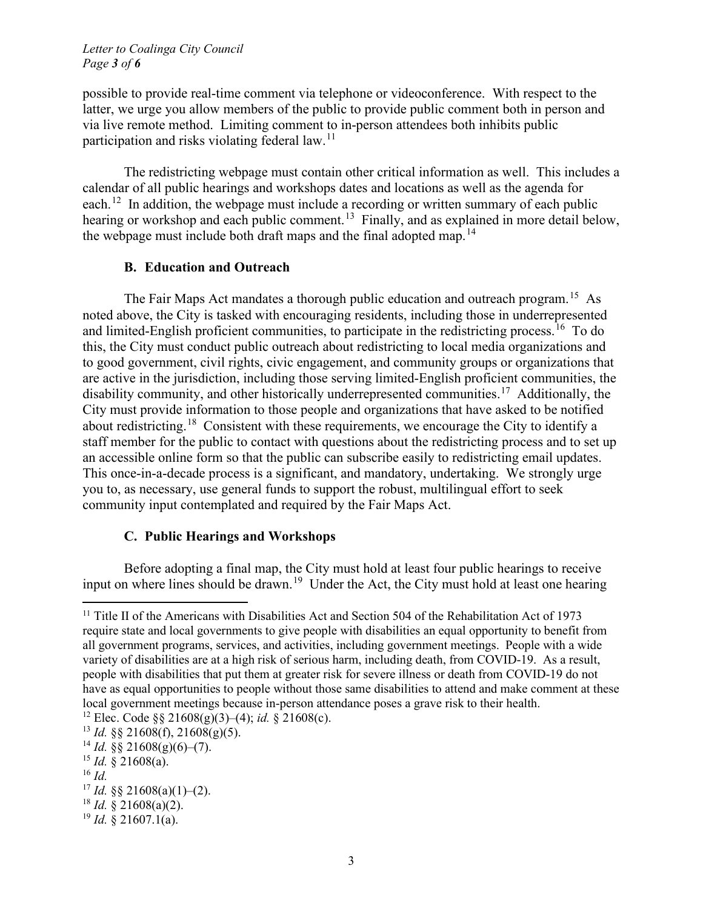possible to provide real-time comment via telephone or videoconference. With respect to the latter, we urge you allow members of the public to provide public comment both in person and via live remote method. Limiting comment to in-person attendees both inhibits public participation and risks violating federal law.[11]

The redistricting webpage must contain other critical information as well. This includes a calendar of all public hearings and workshops dates and locations as well as the agenda for each.[12] In addition, the webpage must include a recording or written summary of each public hearing or workshop and each public comment.[13] Finally, and as explained in more detail below, the webpage must include both draft maps and the final adopted map.[14]

### B. Education and Outreach

The Fair Maps Act mandates a thorough public education and outreach program.[15] As noted above, the City is tasked with encouraging residents, including those in underrepresented and limited-English proficient communities, to participate in the redistricting process.[16] To do this, the City must conduct public outreach about redistricting to local media organizations and to good government, civil rights, civic engagement, and community groups or organizations that are active in the jurisdiction, including those serving limited-English proficient communities, the disability community, and other historically underrepresented communities.[17] Additionally, the City must provide information to those people and organizations that have asked to be notified about redistricting.[18] Consistent with these requirements, we encourage the City to identify a staff member for the public to contact with questions about the redistricting process and to set up an accessible online form so that the public can subscribe easily to redistricting email updates. This once-in-a-decade process is a significant, and mandatory, undertaking. We strongly urge you to, as necessary, use general funds to support the robust, multilingual effort to seek community input contemplated and required by the Fair Maps Act.

### C. Public Hearings and Workshops

Before adopting a final map, the City must hold at least four public hearings to receive input on where lines should be drawn.[19] Under the Act, the City must hold at least one hearing

---

[11] Title II of the Americans with Disabilities Act and Section 504 of the Rehabilitation Act of 1973 require state and local governments to give people with disabilities an equal opportunity to benefit from all government programs, services, and activities, including government meetings. People with a wide variety of disabilities are at a high risk of serious harm, including death, from COVID-19. As a result, people with disabilities that put them at greater risk for severe illness or death from COVID-19 do not have as equal opportunities to people without those same disabilities to attend and make comment at these local government meetings because in-person attendance poses a grave risk to their health.

[12] Elec. Code §§ 21608(g)(3)–(4); *id.* § 21608(c).

[13] *Id.* §§ 21608(f), 21608(g)(5).

[14] *Id.* §§ 21608(g)(6)–(7).

[15] *Id.* § 21608(a).

[16] *Id.*

[17] *Id.* §§ 21608(a)(1)–(2).

[18] *Id.* § 21608(a)(2).

[19] *Id.* § 21607.1(a).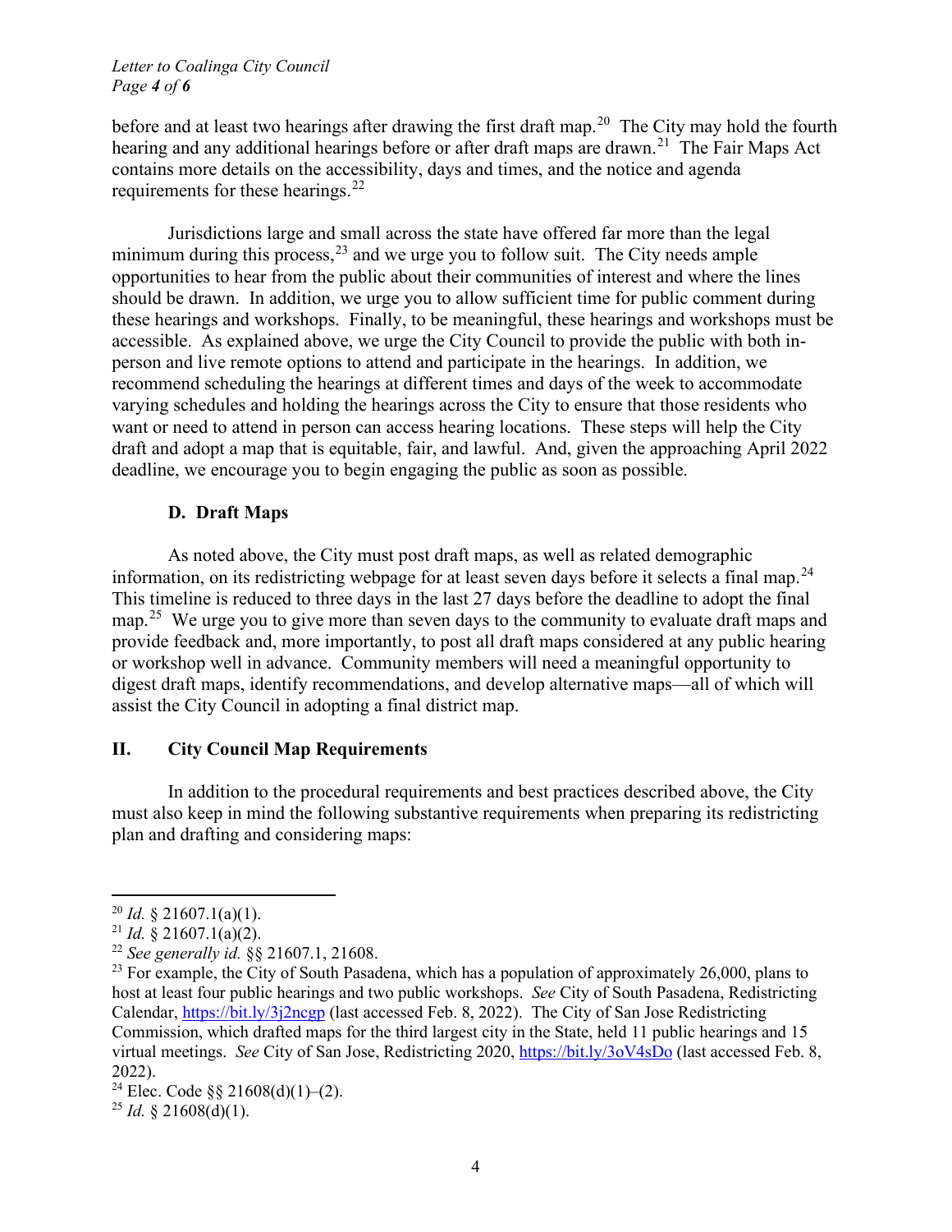before and at least two hearings after drawing the first draft map.[20] The City may hold the fourth hearing and any additional hearings before or after draft maps are drawn.[21] The Fair Maps Act contains more details on the accessibility, days and times, and the notice and agenda requirements for these hearings.[22]

Jurisdictions large and small across the state have offered far more than the legal minimum during this process,[23] and we urge you to follow suit. The City needs ample opportunities to hear from the public about their communities of interest and where the lines should be drawn. In addition, we urge you to allow sufficient time for public comment during these hearings and workshops. Finally, to be meaningful, these hearings and workshops must be accessible. As explained above, we urge the City Council to provide the public with both in-person and live remote options to attend and participate in the hearings. In addition, we recommend scheduling the hearings at different times and days of the week to accommodate varying schedules and holding the hearings across the City to ensure that those residents who want or need to attend in person can access hearing locations. These steps will help the City draft and adopt a map that is equitable, fair, and lawful. And, given the approaching April 2022 deadline, we encourage you to begin engaging the public as soon as possible.

### D. Draft Maps

As noted above, the City must post draft maps, as well as related demographic information, on its redistricting webpage for at least seven days before it selects a final map.[24] This timeline is reduced to three days in the last 27 days before the deadline to adopt the final map.[25] We urge you to give more than seven days to the community to evaluate draft maps and provide feedback and, more importantly, to post all draft maps considered at any public hearing or workshop well in advance. Community members will need a meaningful opportunity to digest draft maps, identify recommendations, and develop alternative maps—all of which will assist the City Council in adopting a final district map.

## II. City Council Map Requirements

In addition to the procedural requirements and best practices described above, the City must also keep in mind the following substantive requirements when preparing its redistricting plan and drafting and considering maps:

---

[20] *Id.* § 21607.1(a)(1).

[21] *Id.* § 21607.1(a)(2).

[22] *See generally id.* §§ 21607.1, 21608.

[23] For example, the City of South Pasadena, which has a population of approximately 26,000, plans to host at least four public hearings and two public workshops. *See* City of South Pasadena, Redistricting Calendar, https://bit.ly/3j2ncgp (last accessed Feb. 8, 2022). The City of San Jose Redistricting Commission, which drafted maps for the third largest city in the State, held 11 public hearings and 15 virtual meetings. *See* City of San Jose, Redistricting 2020, https://bit.ly/3oV4sDo (last accessed Feb. 8, 2022).

[24] Elec. Code §§ 21608(d)(1)–(2).

[25] *Id.* § 21608(d)(1).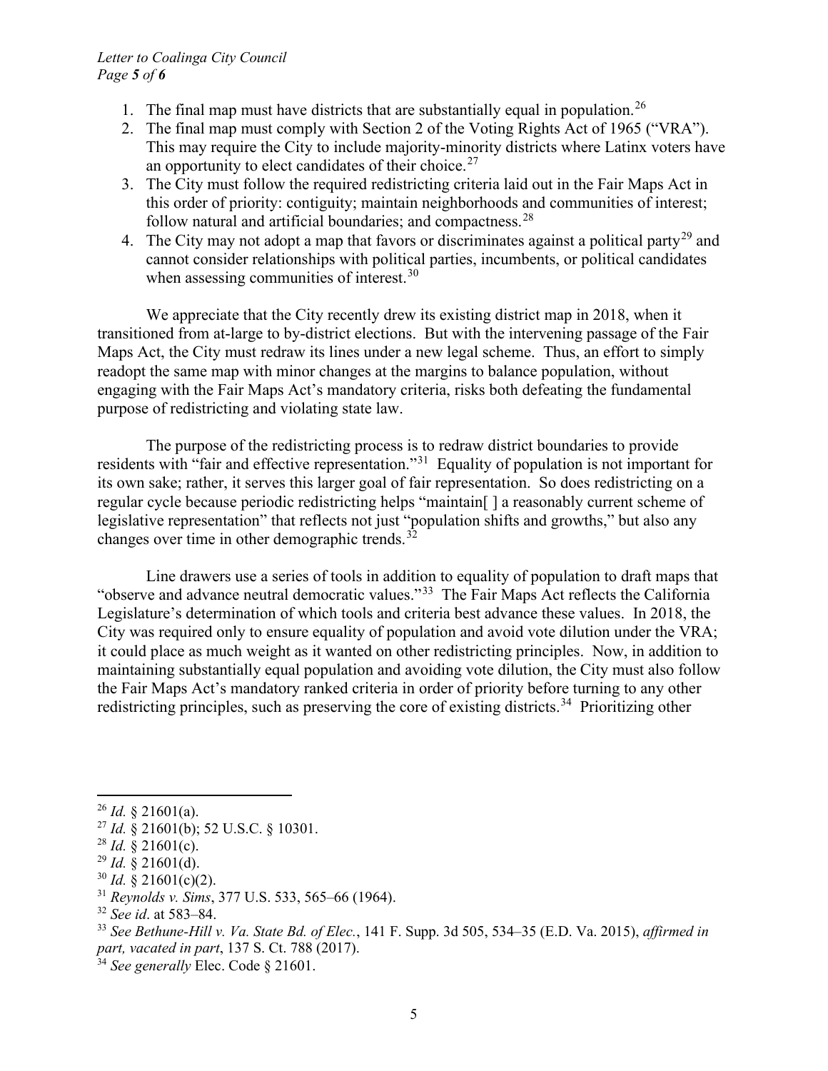1. The final map must have districts that are substantially equal in population.[26]
2. The final map must comply with Section 2 of the Voting Rights Act of 1965 ("VRA"). This may require the City to include majority-minority districts where Latinx voters have an opportunity to elect candidates of their choice.[27]
3. The City must follow the required redistricting criteria laid out in the Fair Maps Act in this order of priority: contiguity; maintain neighborhoods and communities of interest; follow natural and artificial boundaries; and compactness.[28]
4. The City may not adopt a map that favors or discriminates against a political party[29] and cannot consider relationships with political parties, incumbents, or political candidates when assessing communities of interest.[30]

We appreciate that the City recently drew its existing district map in 2018, when it transitioned from at-large to by-district elections. But with the intervening passage of the Fair Maps Act, the City must redraw its lines under a new legal scheme. Thus, an effort to simply readopt the same map with minor changes at the margins to balance population, without engaging with the Fair Maps Act's mandatory criteria, risks both defeating the fundamental purpose of redistricting and violating state law.

The purpose of the redistricting process is to redraw district boundaries to provide residents with "fair and effective representation."[31] Equality of population is not important for its own sake; rather, it serves this larger goal of fair representation. So does redistricting on a regular cycle because periodic redistricting helps "maintain[ ] a reasonably current scheme of legislative representation" that reflects not just "population shifts and growths," but also any changes over time in other demographic trends.[32]

Line drawers use a series of tools in addition to equality of population to draft maps that "observe and advance neutral democratic values."[33] The Fair Maps Act reflects the California Legislature's determination of which tools and criteria best advance these values. In 2018, the City was required only to ensure equality of population and avoid vote dilution under the VRA; it could place as much weight as it wanted on other redistricting principles. Now, in addition to maintaining substantially equal population and avoiding vote dilution, the City must also follow the Fair Maps Act's mandatory ranked criteria in order of priority before turning to any other redistricting principles, such as preserving the core of existing districts.[34] Prioritizing other

---

[26] *Id.* § 21601(a).

[27] *Id.* § 21601(b); 52 U.S.C. § 10301.

[28] *Id.* § 21601(c).

[29] *Id.* § 21601(d).

[30] *Id.* § 21601(c)(2).

[31] *Reynolds v. Sims*, 377 U.S. 533, 565–66 (1964).

[32] *See id*. at 583–84.

[33] *See Bethune-Hill v. Va. State Bd. of Elec.*, 141 F. Supp. 3d 505, 534–35 (E.D. Va. 2015), *affirmed in part, vacated in part*, 137 S. Ct. 788 (2017).

[34] *See generally* Elec. Code § 21601.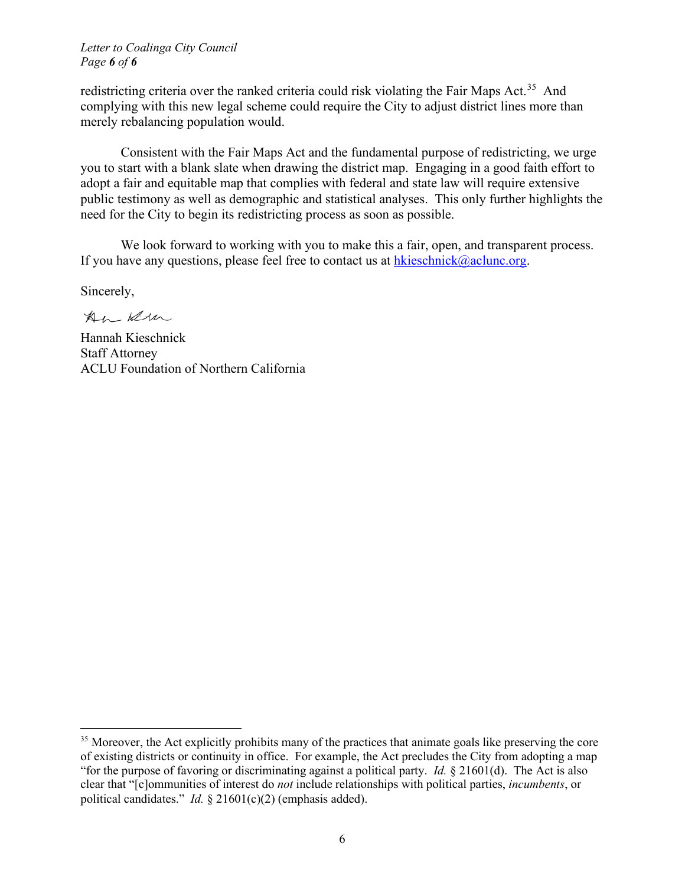redistricting criteria over the ranked criteria could risk violating the Fair Maps Act.[35] And complying with this new legal scheme could require the City to adjust district lines more than merely rebalancing population would.

Consistent with the Fair Maps Act and the fundamental purpose of redistricting, we urge you to start with a blank slate when drawing the district map. Engaging in a good faith effort to adopt a fair and equitable map that complies with federal and state law will require extensive public testimony as well as demographic and statistical analyses. This only further highlights the need for the City to begin its redistricting process as soon as possible.

We look forward to working with you to make this a fair, open, and transparent process. If you have any questions, please feel free to contact us at hkieschnick@aclunc.org.

Sincerely,

Hannah Kieschnick
Staff Attorney
ACLU Foundation of Northern California

---

[35] Moreover, the Act explicitly prohibits many of the practices that animate goals like preserving the core of existing districts or continuity in office. For example, the Act precludes the City from adopting a map "for the purpose of favoring or discriminating against a political party. *Id.* § 21601(d). The Act is also clear that "[c]ommunities of interest do *not* include relationships with political parties, *incumbents*, or political candidates." *Id.* § 21601(c)(2) (emphasis added).